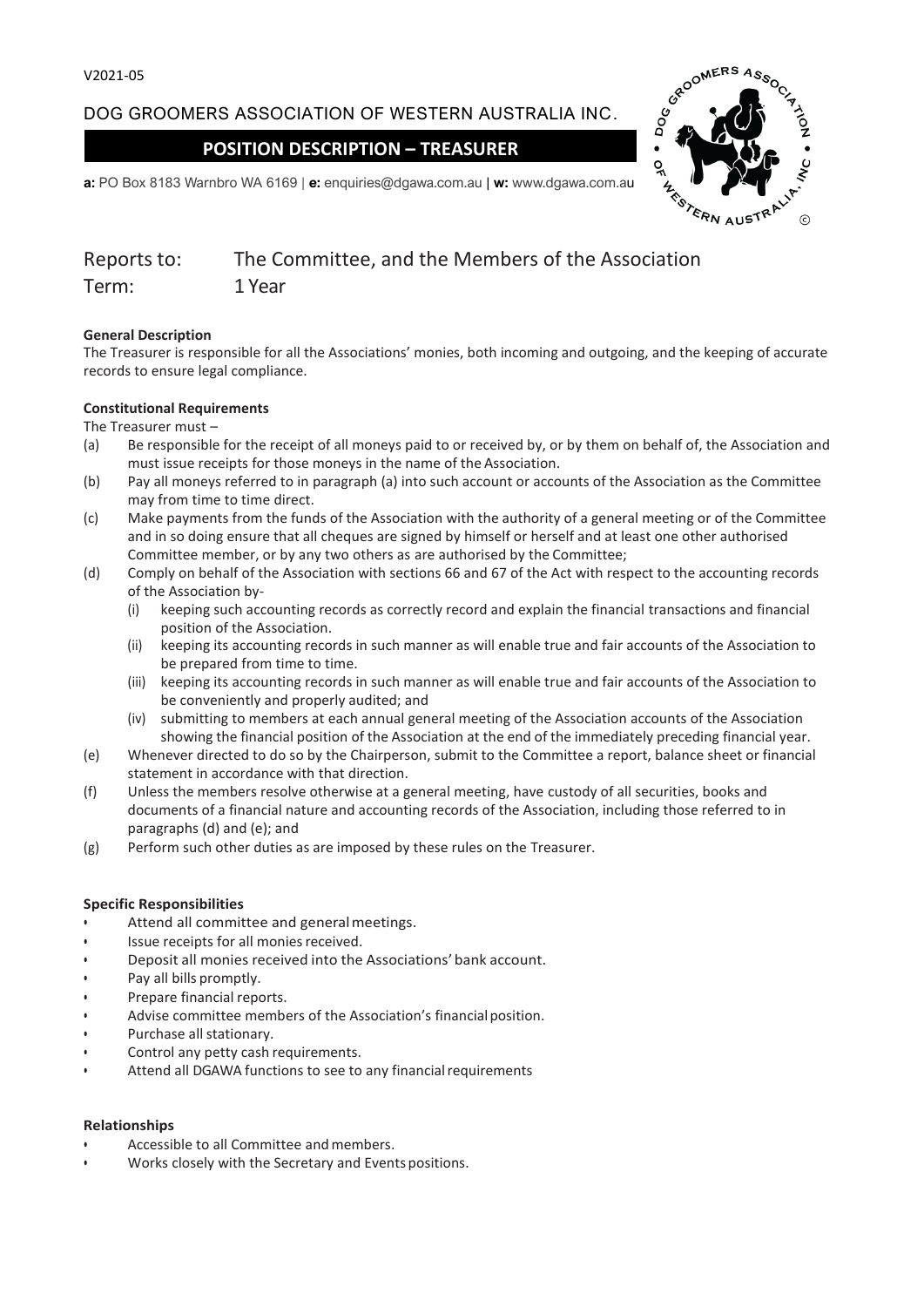V2021-05

DOG GROOMERS ASSOCIATION OF WESTERN AUSTRALIA INC.

# POSITION DESCRIPTION – TREASURER

**a:** PO Box 8183 Warnbro WA 6169 | **e:** enquiries@dgawa.com.au | **w:** www.dgawa.com.au

Reports to: The Committee, and the Members of the Association
Term: 1 Year

**General Description**
The Treasurer is responsible for all the Associations' monies, both incoming and outgoing, and the keeping of accurate records to ensure legal compliance.

**Constitutional Requirements**
The Treasurer must –

(a) Be responsible for the receipt of all moneys paid to or received by, or by them on behalf of, the Association and must issue receipts for those moneys in the name of the Association.
(b) Pay all moneys referred to in paragraph (a) into such account or accounts of the Association as the Committee may from time to time direct.
(c) Make payments from the funds of the Association with the authority of a general meeting or of the Committee and in so doing ensure that all cheques are signed by himself or herself and at least one other authorised Committee member, or by any two others as are authorised by the Committee;
(d) Comply on behalf of the Association with sections 66 and 67 of the Act with respect to the accounting records of the Association by-
  (i) keeping such accounting records as correctly record and explain the financial transactions and financial position of the Association.
  (ii) keeping its accounting records in such manner as will enable true and fair accounts of the Association to be prepared from time to time.
  (iii) keeping its accounting records in such manner as will enable true and fair accounts of the Association to be conveniently and properly audited; and
  (iv) submitting to members at each annual general meeting of the Association accounts of the Association showing the financial position of the Association at the end of the immediately preceding financial year.
(e) Whenever directed to do so by the Chairperson, submit to the Committee a report, balance sheet or financial statement in accordance with that direction.
(f) Unless the members resolve otherwise at a general meeting, have custody of all securities, books and documents of a financial nature and accounting records of the Association, including those referred to in paragraphs (d) and (e); and
(g) Perform such other duties as are imposed by these rules on the Treasurer.

**Specific Responsibilities**

- Attend all committee and general meetings.
- Issue receipts for all monies received.
- Deposit all monies received into the Associations' bank account.
- Pay all bills promptly.
- Prepare financial reports.
- Advise committee members of the Association's financial position.
- Purchase all stationary.
- Control any petty cash requirements.
- Attend all DGAWA functions to see to any financial requirements

**Relationships**

- Accessible to all Committee and members.
- Works closely with the Secretary and Events positions.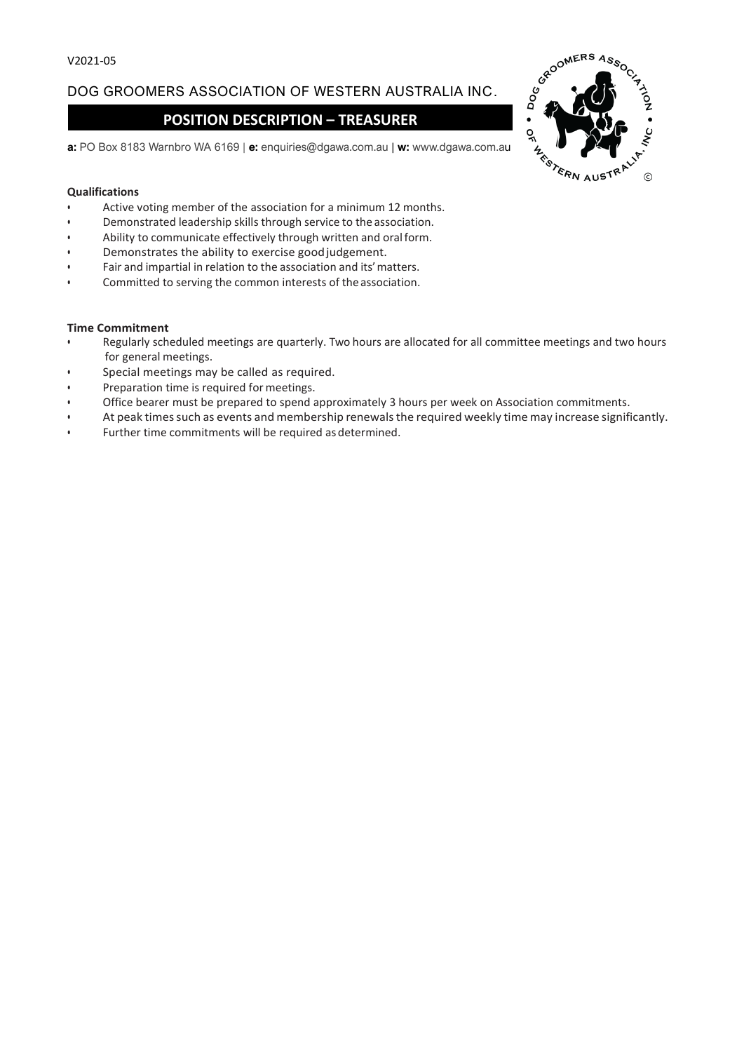V2021-05

DOG GROOMERS ASSOCIATION OF WESTERN AUSTRALIA INC.

## POSITION DESCRIPTION – TREASURER

**a:** PO Box 8183 Warnbro WA 6169 | **e:** enquiries@dgawa.com.au | **w:** www.dgawa.com.au

**Qualifications**

- Active voting member of the association for a minimum 12 months.
- Demonstrated leadership skills through service to the association.
- Ability to communicate effectively through written and oral form.
- Demonstrates the ability to exercise good judgement.
- Fair and impartial in relation to the association and its' matters.
- Committed to serving the common interests of the association.

**Time Commitment**

- Regularly scheduled meetings are quarterly. Two hours are allocated for all committee meetings and two hours for general meetings.
- Special meetings may be called as required.
- Preparation time is required for meetings.
- Office bearer must be prepared to spend approximately 3 hours per week on Association commitments.
- At peak times such as events and membership renewals the required weekly time may increase significantly.
- Further time commitments will be required as determined.